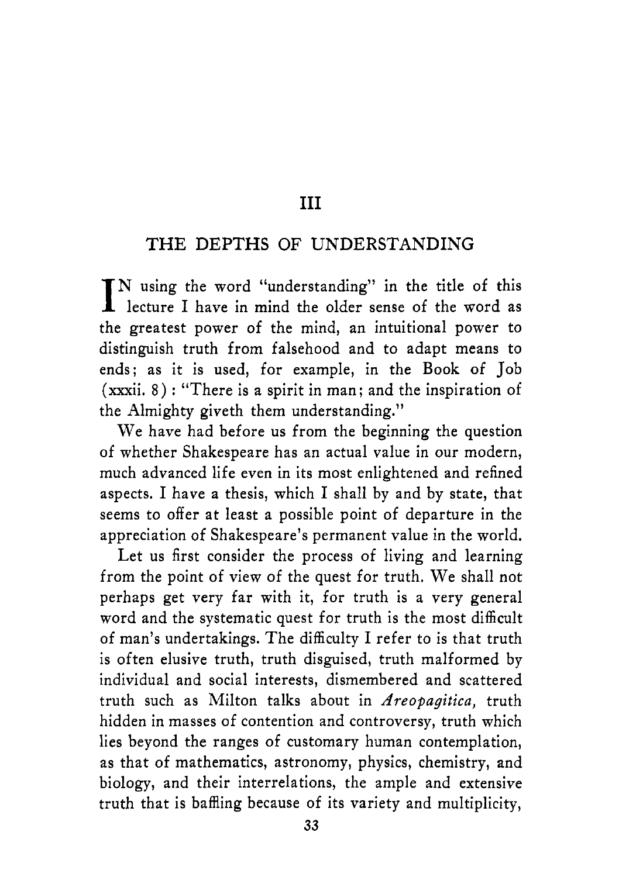# III

## THE DEPTHS OF UNDERSTANDING

IN using the word "understanding" in the title of this lecture I have in mind the older sense of the word as the greatest power of the mind, an intuitional power to distinguish truth from falsehood and to adapt means to ends; as it is used, for example, in the Book of Job (xxxii. 8) : "There is a spirit in man; and the inspiration of the Almighty giveth them understanding."

We have had before us from the beginning the question of whether Shakespeare has an actual value in our modern, much advanced life even in its most enlightened and refined aspects. I have a thesis, which I shall by and by state, that seems to offer at least a possible point of departure in the appreciation of Shakespeare's permanent value in the world.

Let us first consider the process of living and learning from the point of view of the quest for truth. We shall not perhaps get very far with it, for truth is a very general word and the systematic quest for truth is the most difficult of man's undertakings. The difficulty I refer to is that truth is often elusive truth, truth disguised, truth malformed by individual and social interests, dismembered and scattered truth such as Milton talks about in *Areopagitica,* truth hidden in masses of contention and controversy, truth which lies beyond the ranges of customary human contemplation, as that of mathematics, astronomy, physics, chemistry, and biology, and their interrelations, the ample and extensive truth that is baffling because of its variety and multiplicity,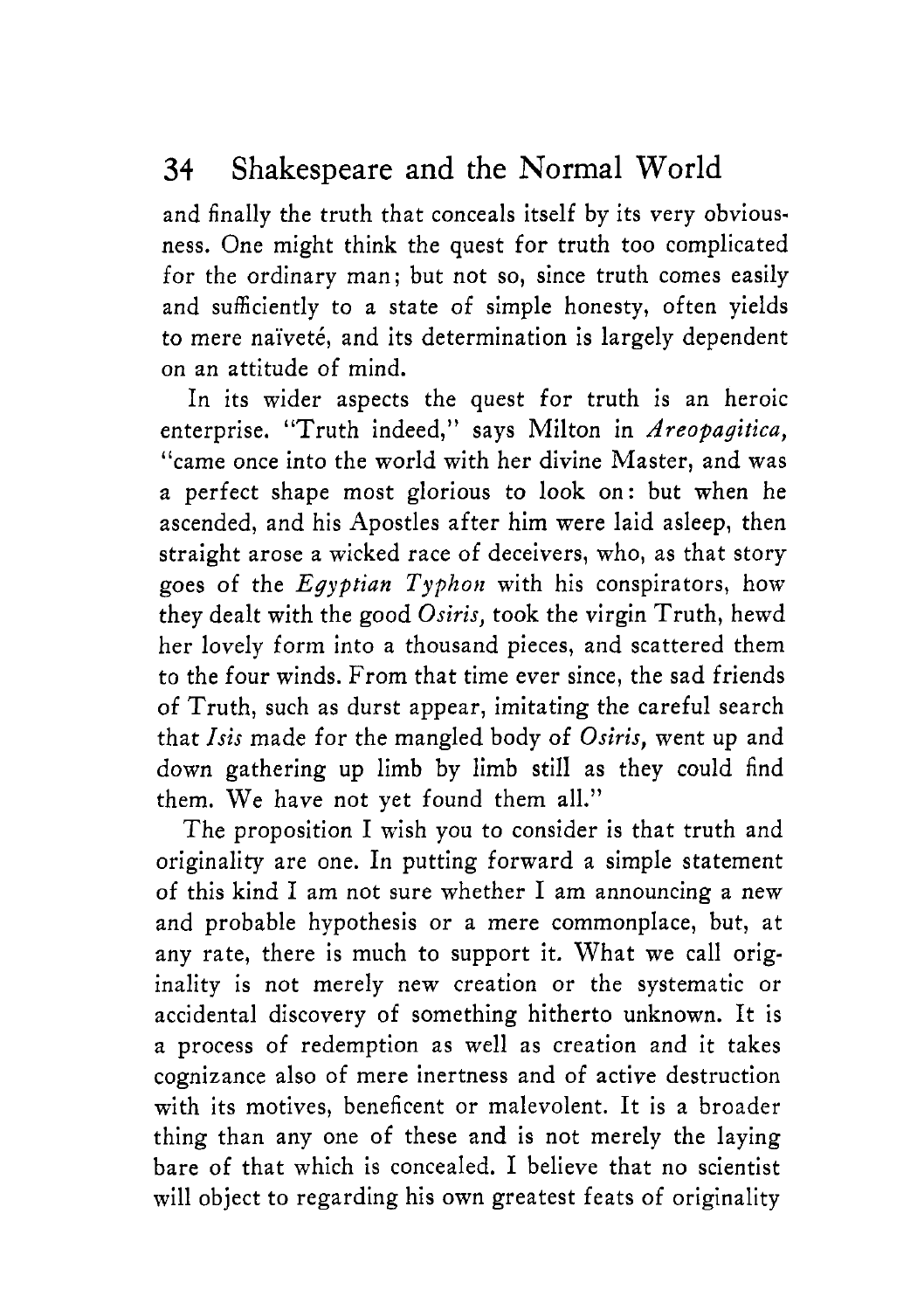and finally the truth that conceals itself by its very obviousness. One might think the quest for truth too complicated for the ordinary man; but not so, since truth comes easily and sufficiently to a state of simple honesty, often yields to mere naïveté, and its determination is largely dependent on an attitude of mind.

In its wider aspects the quest for truth is an heroic enterprise. "Truth indeed," says Milton in *Areopagitica*, "came once into the world with her divine Master, and was a perfect shape most glorious to look on: but when he ascended, and his Apostles after him were laid asleep, then straight arose a wicked race of deceivers, who, as that story goes of the *Egyptian Typhon* with his conspirators, how they dealt with the good *Osiris*, took the virgin Truth, hewd her lovely form into a thousand pieces, and scattered them to the four winds. From that time ever since, the sad friends of Truth, such as durst appear, imitating the careful search that *Isis* made for the mangled body of *Osiris*, went up and down gathering up limb by limb still as they could find them. We have not yet found them all."

The proposition I wish you to consider is that truth and originality are one. In putting forward a simple statement of this kind I am not sure whether I am announcing a new and probable hypothesis or a mere commonplace, but, at any rate, there is much to support it. What we call originality is not merely new creation or the systematic or accidental discovery of something hitherto unknown. It is a process of redemption as well as creation and it takes cognizance also of mere inertness and of active destruction with its motives, beneficent or malevolent. It is a broader thing than any one of these and is not merely the laying bare of that which is concealed. I believe that no scientist will object to regarding his own greatest feats of originality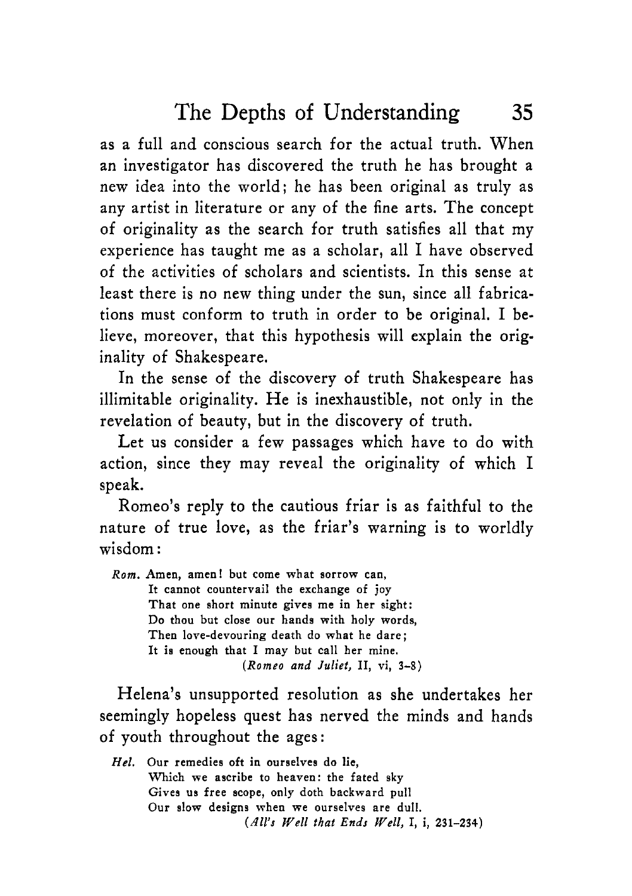as a full and conscious search for the actual truth. When an investigator has discovered the truth he has brought a new idea into the world; he has been original as truly as any artist in literature or any of the fine arts. The concept of originality as the search for truth satisfies all that my experience has taught me as a scholar, all I have observed of the activities of scholars and scientists. In this sense at least there is no new thing under the sun, since all fabrications must conform to truth in order to be original. I believe, moreover, that this hypothesis will explain the originality of Shakespeare.

In the sense of the discovery of truth Shakespeare has illimitable originality. He is inexhaustible, not only in the revelation of beauty, but in the discovery of truth.

Let us consider a few passages which have to do with action, since they may reveal the originality of which I speak.

Romeo's reply to the cautious friar is as faithful to the nature of true love, as the friar's warning is to worldly wisdom:

> *Rom.* Amen, amen! but come what sorrow can,
> It cannot countervail the exchange of joy
> That one short minute gives me in her sight:
> Do thou but close our hands with holy words,
> Then love-devouring death do what he dare;
> It is enough that I may but call her mine.
> (*Romeo and Juliet,* II, vi, 3–8)

Helena's unsupported resolution as she undertakes her seemingly hopeless quest has nerved the minds and hands of youth throughout the ages:

> *Hel.* Our remedies oft in ourselves do lie,
> Which we ascribe to heaven: the fated sky
> Gives us free scope, only doth backward pull
> Our slow designs when we ourselves are dull.
> (*All's Well that Ends Well,* I, i, 231–234)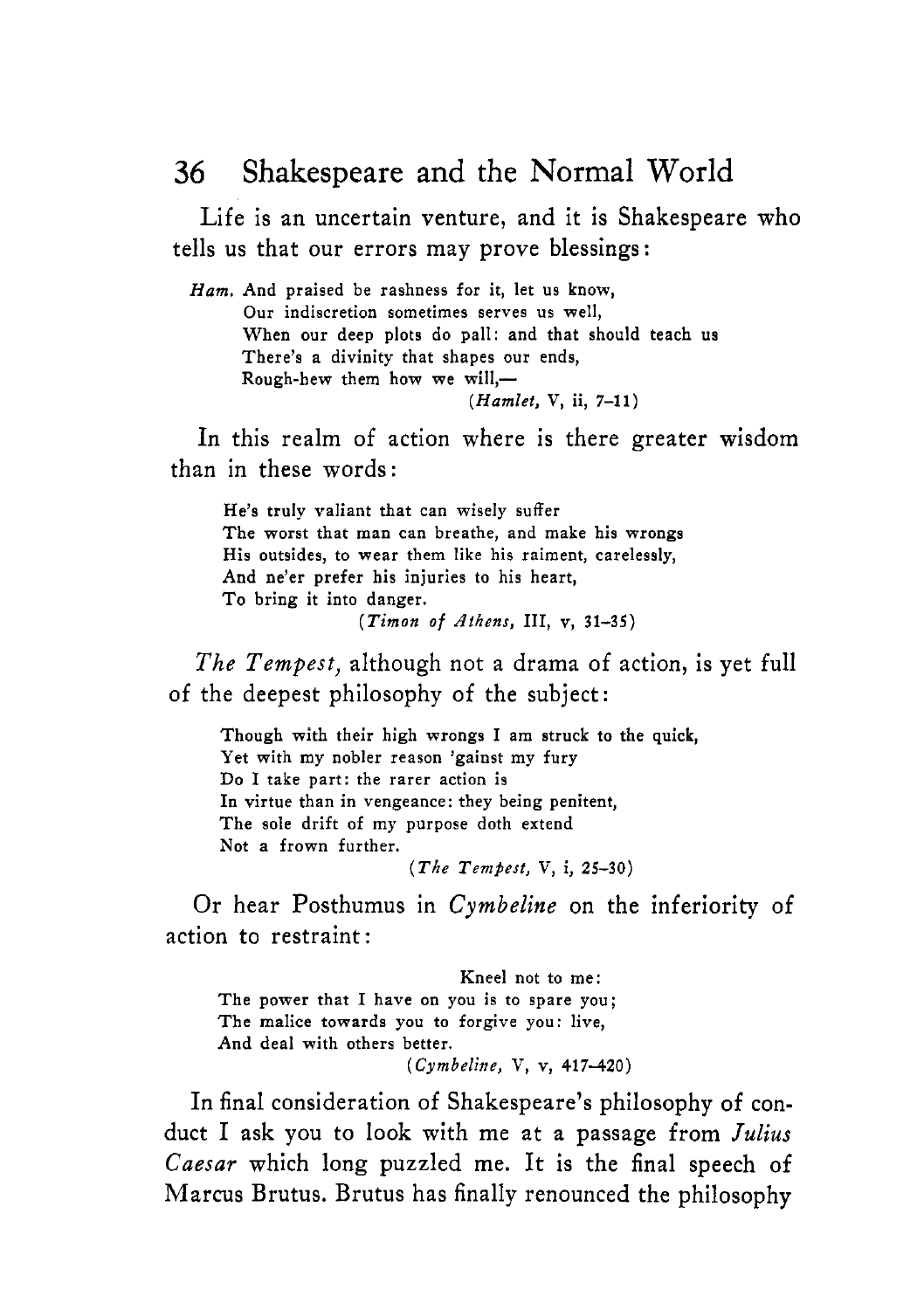Life is an uncertain venture, and it is Shakespeare who tells us that our errors may prove blessings:

> *Ham.* And praised be rashness for it, let us know,
> Our indiscretion sometimes serves us well,
> When our deep plots do pall: and that should teach us
> There's a divinity that shapes our ends,
> Rough-hew them how we will,—
> (*Hamlet*, V, ii, 7–11)

In this realm of action where is there greater wisdom than in these words:

> He's truly valiant that can wisely suffer
> The worst that man can breathe, and make his wrongs
> His outsides, to wear them like his raiment, carelessly,
> And ne'er prefer his injuries to his heart,
> To bring it into danger.
> (*Timon of Athens*, III, v, 31–35)

*The Tempest*, although not a drama of action, is yet full of the deepest philosophy of the subject:

> Though with their high wrongs I am struck to the quick,
> Yet with my nobler reason 'gainst my fury
> Do I take part: the rarer action is
> In virtue than in vengeance: they being penitent,
> The sole drift of my purpose doth extend
> Not a frown further.
> (*The Tempest*, V, i, 25–30)

Or hear Posthumus in *Cymbeline* on the inferiority of action to restraint:

> Kneel not to me:
> The power that I have on you is to spare you;
> The malice towards you to forgive you: live,
> And deal with others better.
> (*Cymbeline*, V, v, 417–420)

In final consideration of Shakespeare's philosophy of conduct I ask you to look with me at a passage from *Julius Caesar* which long puzzled me. It is the final speech of Marcus Brutus. Brutus has finally renounced the philosophy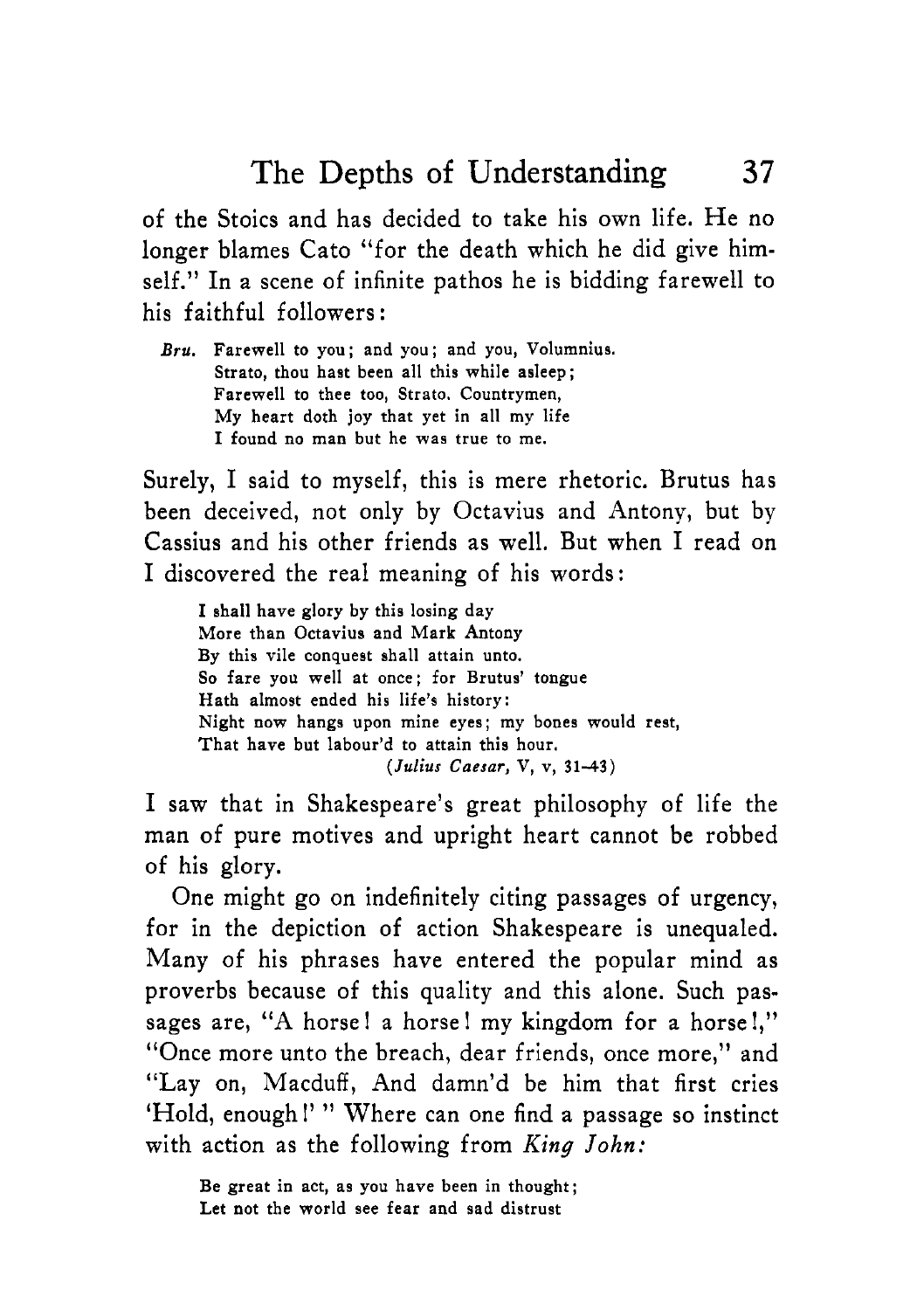of the Stoics and has decided to take his own life. He no longer blames Cato "for the death which he did give himself." In a scene of infinite pathos he is bidding farewell to his faithful followers:

> *Bru.* Farewell to you; and you; and you, Volumnius.
> Strato, thou hast been all this while asleep;
> Farewell to thee too, Strato. Countrymen,
> My heart doth joy that yet in all my life
> I found no man but he was true to me.

Surely, I said to myself, this is mere rhetoric. Brutus has been deceived, not only by Octavius and Antony, but by Cassius and his other friends as well. But when I read on I discovered the real meaning of his words:

> I shall have glory by this losing day
> More than Octavius and Mark Antony
> By this vile conquest shall attain unto.
> So fare you well at once; for Brutus' tongue
> Hath almost ended his life's history:
> Night now hangs upon mine eyes; my bones would rest,
> That have but labour'd to attain this hour.
> (*Julius Caesar,* V, v, 31–43)

I saw that in Shakespeare's great philosophy of life the man of pure motives and upright heart cannot be robbed of his glory.

One might go on indefinitely citing passages of urgency, for in the depiction of action Shakespeare is unequaled. Many of his phrases have entered the popular mind as proverbs because of this quality and this alone. Such passages are, "A horse! a horse! my kingdom for a horse!," "Once more unto the breach, dear friends, once more," and "Lay on, Macduff, And damn'd be him that first cries 'Hold, enough!'" Where can one find a passage so instinct with action as the following from *King John:*

> Be great in act, as you have been in thought;
> Let not the world see fear and sad distrust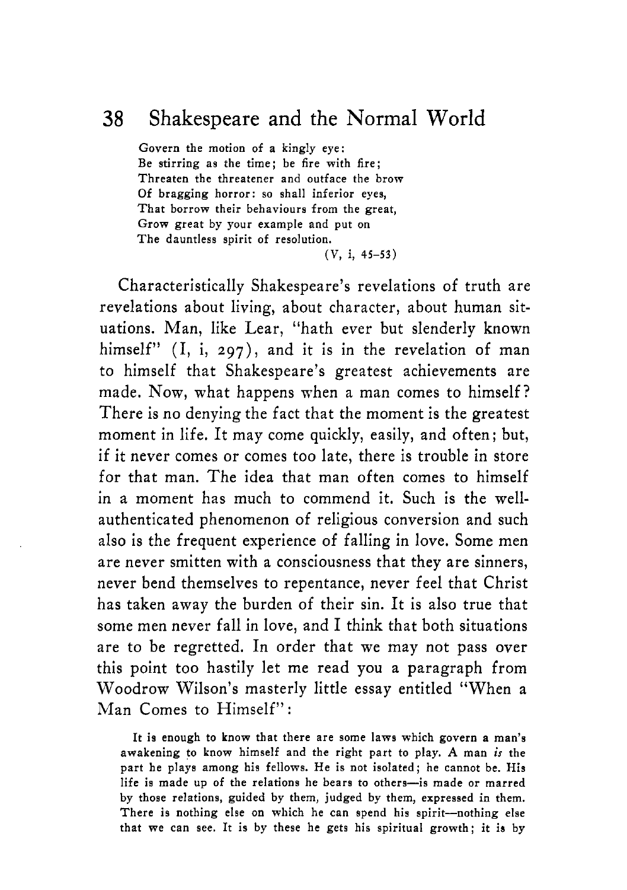Govern the motion of a kingly eye:
Be stirring as the time; be fire with fire;
Threaten the threatener and outface the brow
Of bragging horror: so shall inferior eyes,
That borrow their behaviours from the great,
Grow great by your example and put on
The dauntless spirit of resolution.

(V, i, 45–53)

Characteristically Shakespeare's revelations of truth are revelations about living, about character, about human situations. Man, like Lear, "hath ever but slenderly known himself" (I, i, 297), and it is in the revelation of man to himself that Shakespeare's greatest achievements are made. Now, what happens when a man comes to himself? There is no denying the fact that the moment is the greatest moment in life. It may come quickly, easily, and often; but, if it never comes or comes too late, there is trouble in store for that man. The idea that man often comes to himself in a moment has much to commend it. Such is the well-authenticated phenomenon of religious conversion and such also is the frequent experience of falling in love. Some men are never smitten with a consciousness that they are sinners, never bend themselves to repentance, never feel that Christ has taken away the burden of their sin. It is also true that some men never fall in love, and I think that both situations are to be regretted. In order that we may not pass over this point too hastily let me read you a paragraph from Woodrow Wilson's masterly little essay entitled "When a Man Comes to Himself":

> It is enough to know that there are some laws which govern a man's awakening to know himself and the right part to play. A man *is* the part he plays among his fellows. He is not isolated; he cannot be. His life is made up of the relations he bears to others—is made or marred by those relations, guided by them, judged by them, expressed in them. There is nothing else on which he can spend his spirit—nothing else that we can see. It is by these he gets his spiritual growth; it is by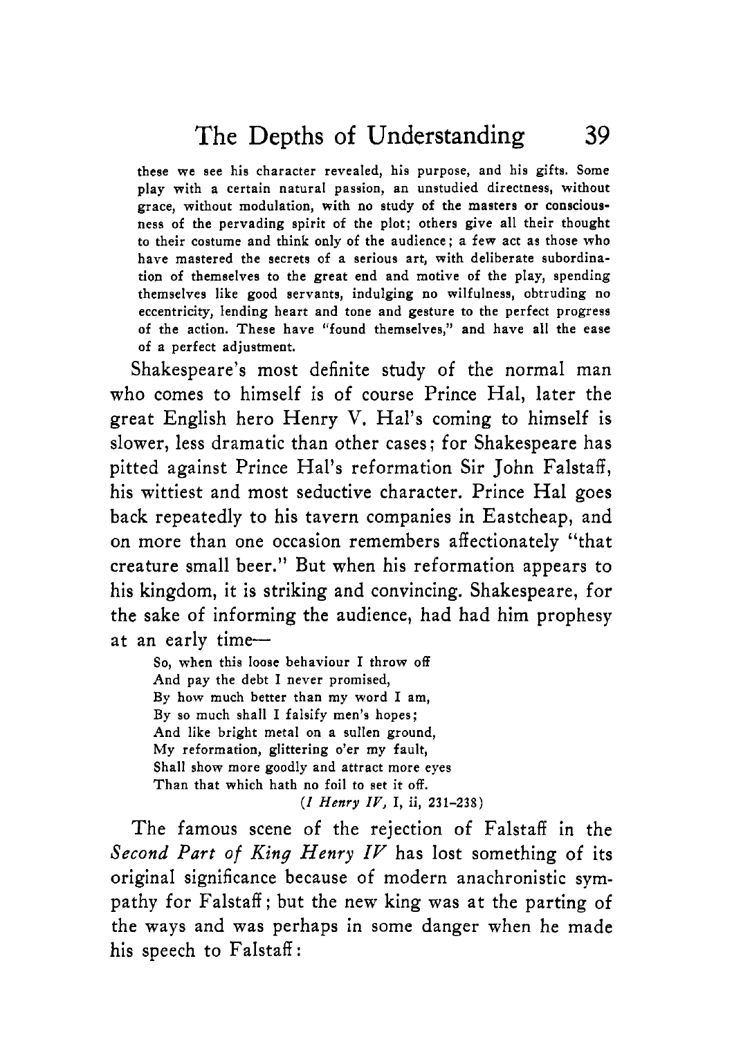these we see his character revealed, his purpose, and his gifts. Some play with a certain natural passion, an unstudied directness, without grace, without modulation, with no study of the masters or consciousness of the pervading spirit of the plot; others give all their thought to their costume and think only of the audience; a few act as those who have mastered the secrets of a serious art, with deliberate subordination of themselves to the great end and motive of the play, spending themselves like good servants, indulging no wilfulness, obtruding no eccentricity, lending heart and tone and gesture to the perfect progress of the action. These have "found themselves," and have all the ease of a perfect adjustment.

Shakespeare's most definite study of the normal man who comes to himself is of course Prince Hal, later the great English hero Henry V. Hal's coming to himself is slower, less dramatic than other cases; for Shakespeare has pitted against Prince Hal's reformation Sir John Falstaff, his wittiest and most seductive character. Prince Hal goes back repeatedly to his tavern companies in Eastcheap, and on more than one occasion remembers affectionately "that creature small beer." But when his reformation appears to his kingdom, it is striking and convincing. Shakespeare, for the sake of informing the audience, had had him prophesy at an early time—

> So, when this loose behaviour I throw off
> And pay the debt I never promised,
> By how much better than my word I am,
> By so much shall I falsify men's hopes;
> And like bright metal on a sullen ground,
> My reformation, glittering o'er my fault,
> Shall show more goodly and attract more eyes
> Than that which hath no foil to set it off.
>
> (*I Henry IV*, I, ii, 231–238)

The famous scene of the rejection of Falstaff in the *Second Part of King Henry IV* has lost something of its original significance because of modern anachronistic sympathy for Falstaff; but the new king was at the parting of the ways and was perhaps in some danger when he made his speech to Falstaff: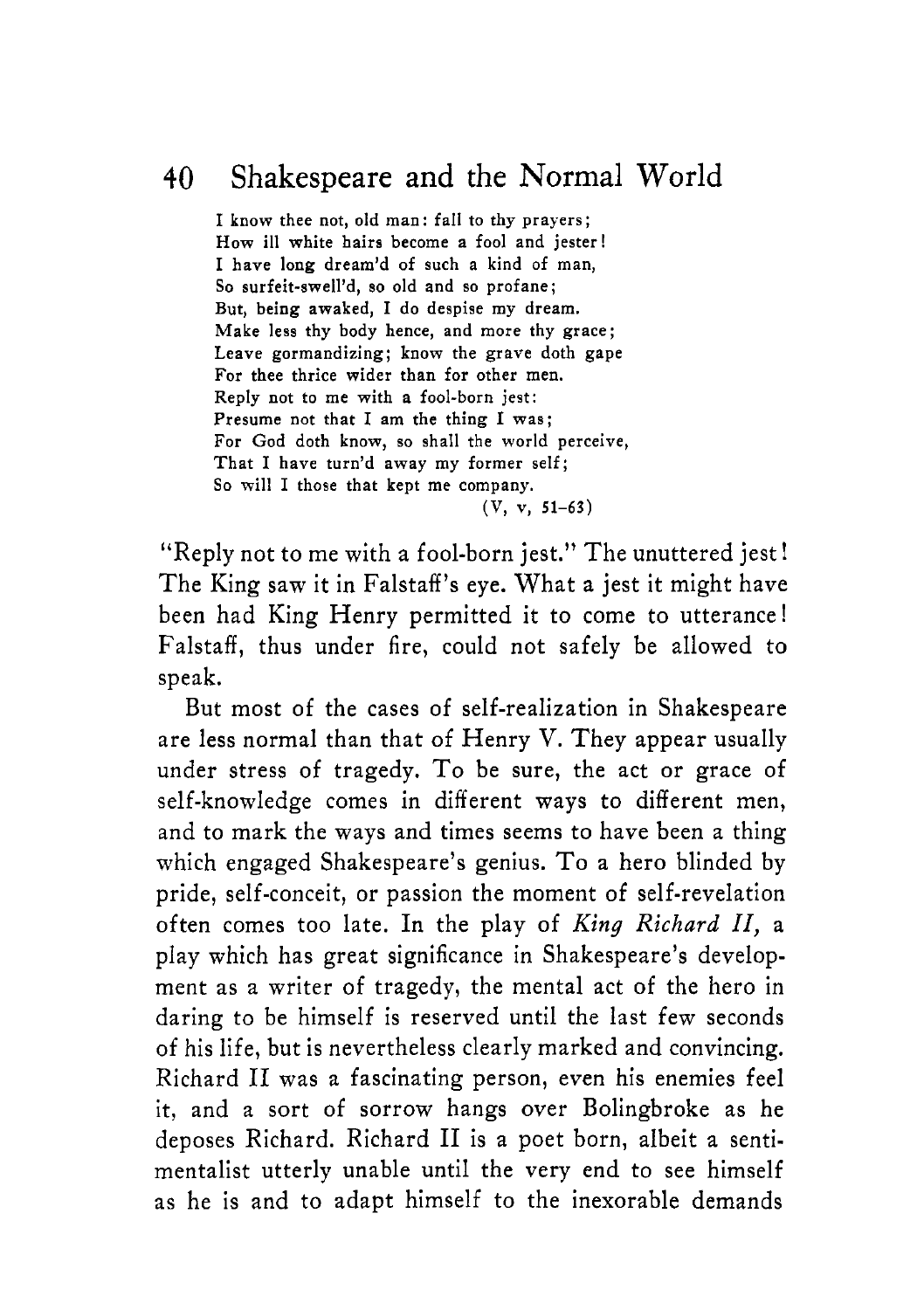> I know thee not, old man: fall to thy prayers;
> How ill white hairs become a fool and jester!
> I have long dream'd of such a kind of man,
> So surfeit-swell'd, so old and so profane;
> But, being awaked, I do despise my dream.
> Make less thy body hence, and more thy grace;
> Leave gormandizing; know the grave doth gape
> For thee thrice wider than for other men.
> Reply not to me with a fool-born jest:
> Presume not that I am the thing I was;
> For God doth know, so shall the world perceive,
> That I have turn'd away my former self;
> So will I those that kept me company.
>
> (V, v, 51–63)

"Reply not to me with a fool-born jest." The unuttered jest! The King saw it in Falstaff's eye. What a jest it might have been had King Henry permitted it to come to utterance! Falstaff, thus under fire, could not safely be allowed to speak.

But most of the cases of self-realization in Shakespeare are less normal than that of Henry V. They appear usually under stress of tragedy. To be sure, the act or grace of self-knowledge comes in different ways to different men, and to mark the ways and times seems to have been a thing which engaged Shakespeare's genius. To a hero blinded by pride, self-conceit, or passion the moment of self-revelation often comes too late. In the play of *King Richard II,* a play which has great significance in Shakespeare's development as a writer of tragedy, the mental act of the hero in daring to be himself is reserved until the last few seconds of his life, but is nevertheless clearly marked and convincing. Richard II was a fascinating person, even his enemies feel it, and a sort of sorrow hangs over Bolingbroke as he deposes Richard. Richard II is a poet born, albeit a sentimentalist utterly unable until the very end to see himself as he is and to adapt himself to the inexorable demands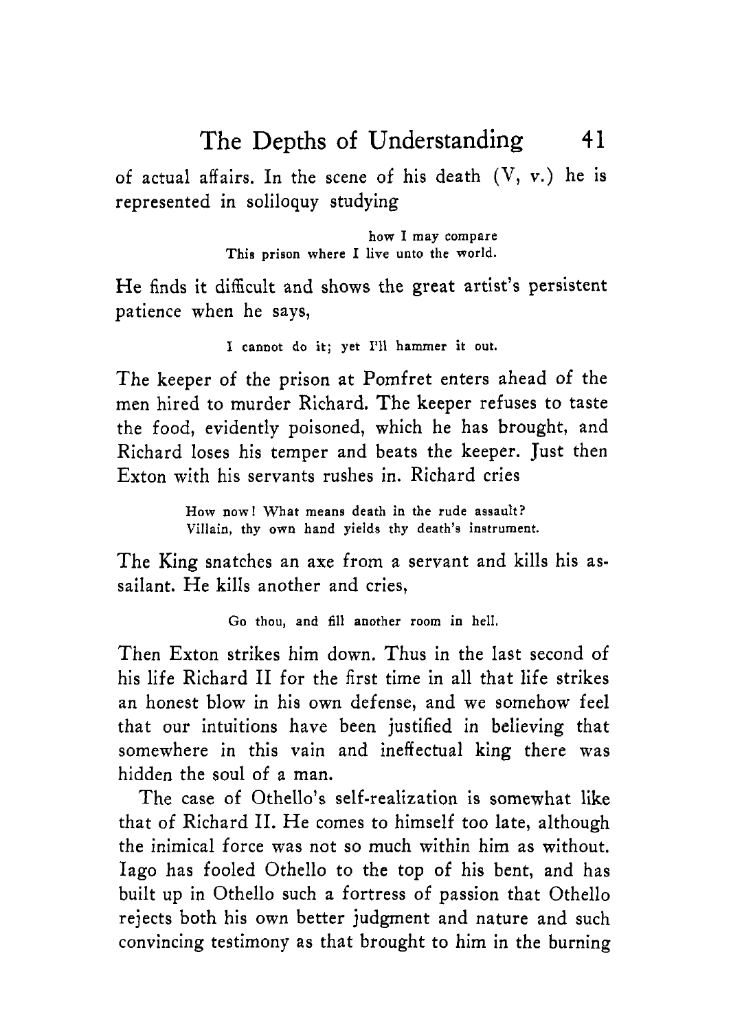of actual affairs. In the scene of his death (V, v.) he is represented in soliloquy studying

> how I may compare
> This prison where I live unto the world.

He finds it difficult and shows the great artist's persistent patience when he says,

> I cannot do it; yet I'll hammer it out.

The keeper of the prison at Pomfret enters ahead of the men hired to murder Richard. The keeper refuses to taste the food, evidently poisoned, which he has brought, and Richard loses his temper and beats the keeper. Just then Exton with his servants rushes in. Richard cries

> How now! What means death in the rude assault?
> Villain, thy own hand yields thy death's instrument.

The King snatches an axe from a servant and kills his assailant. He kills another and cries,

> Go thou, and fill another room in hell.

Then Exton strikes him down. Thus in the last second of his life Richard II for the first time in all that life strikes an honest blow in his own defense, and we somehow feel that our intuitions have been justified in believing that somewhere in this vain and ineffectual king there was hidden the soul of a man.

The case of Othello's self-realization is somewhat like that of Richard II. He comes to himself too late, although the inimical force was not so much within him as without. Iago has fooled Othello to the top of his bent, and has built up in Othello such a fortress of passion that Othello rejects both his own better judgment and nature and such convincing testimony as that brought to him in the burning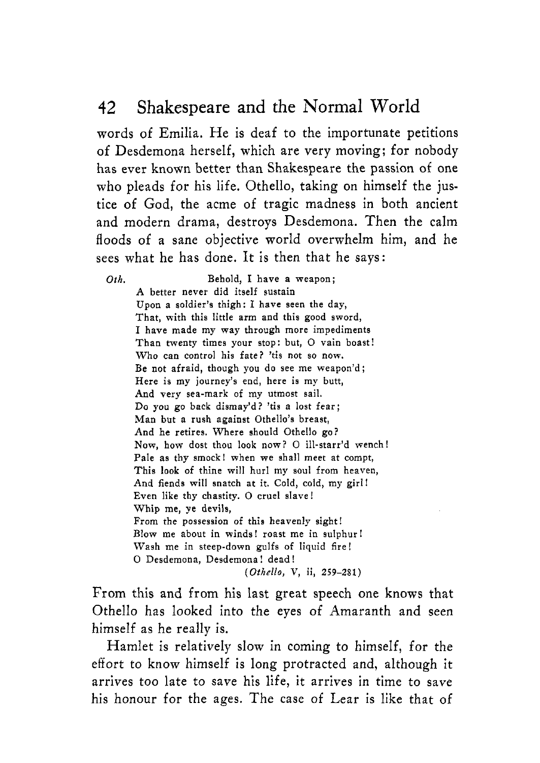words of Emilia. He is deaf to the importunate petitions of Desdemona herself, which are very moving; for nobody has ever known better than Shakespeare the passion of one who pleads for his life. Othello, taking on himself the justice of God, the acme of tragic madness in both ancient and modern drama, destroys Desdemona. Then the calm floods of a sane objective world overwhelm him, and he sees what he has done. It is then that he says:

> *Oth.* Behold, I have a weapon;
> A better never did itself sustain
> Upon a soldier's thigh: I have seen the day,
> That, with this little arm and this good sword,
> I have made my way through more impediments
> Than twenty times your stop: but, O vain boast!
> Who can control his fate? 'tis not so now.
> Be not afraid, though you do see me weapon'd;
> Here is my journey's end, here is my butt,
> And very sea-mark of my utmost sail.
> Do you go back dismay'd? 'tis a lost fear;
> Man but a rush against Othello's breast,
> And he retires. Where should Othello go?
> Now, how dost thou look now? O ill-starr'd wench!
> Pale as thy smock! when we shall meet at compt,
> This look of thine will hurl my soul from heaven,
> And fiends will snatch at it. Cold, cold, my girl!
> Even like thy chastity. O cruel slave!
> Whip me, ye devils,
> From the possession of this heavenly sight!
> Blow me about in winds! roast me in sulphur!
> Wash me in steep-down gulfs of liquid fire!
> O Desdemona, Desdemona! dead!
>
> (*Othello*, V, ii, 259–281)

From this and from his last great speech one knows that Othello has looked into the eyes of Amaranth and seen himself as he really is.

Hamlet is relatively slow in coming to himself, for the effort to know himself is long protracted and, although it arrives too late to save his life, it arrives in time to save his honour for the ages. The case of Lear is like that of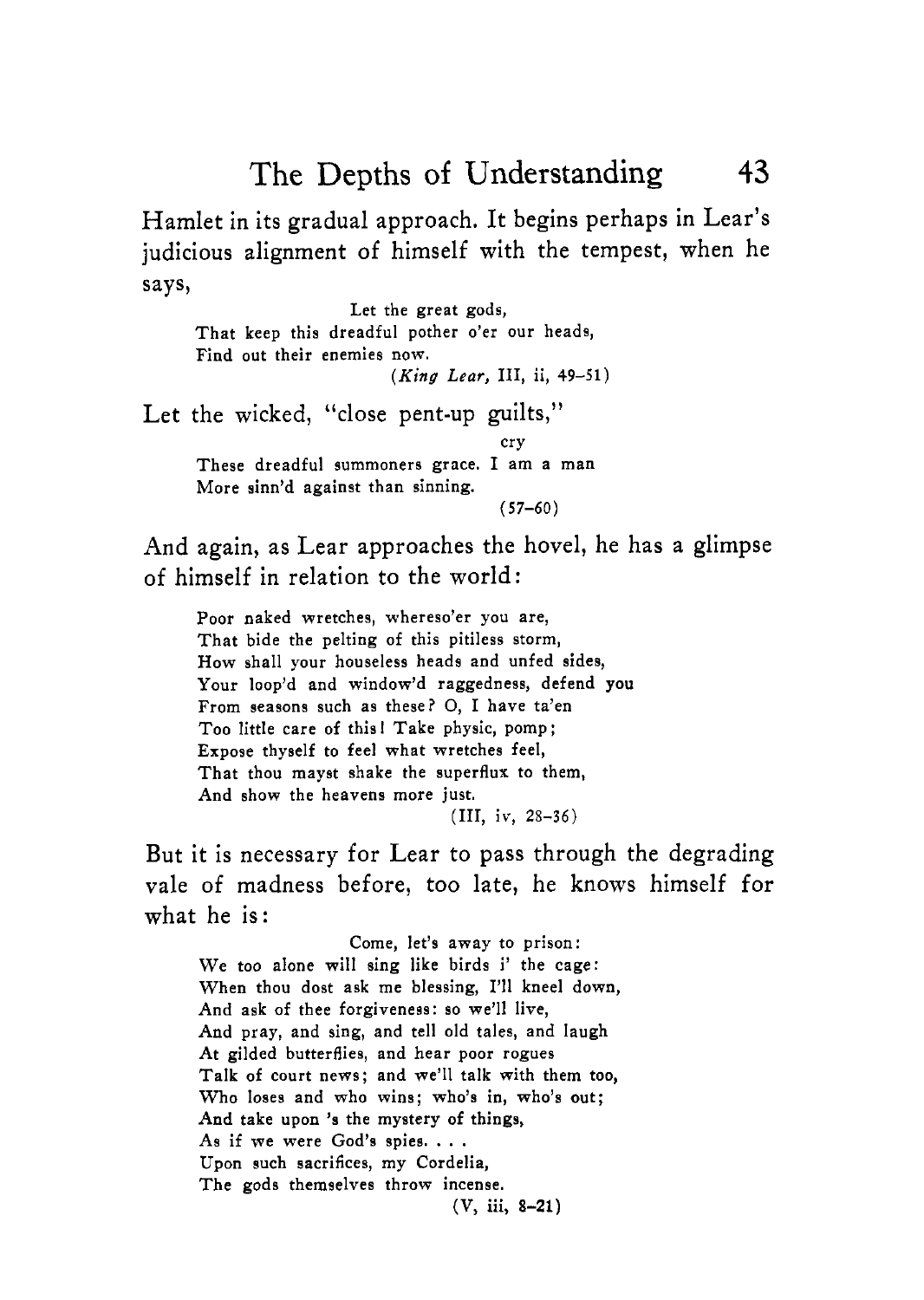Hamlet in its gradual approach. It begins perhaps in Lear's judicious alignment of himself with the tempest, when he says,

> Let the great gods,
> That keep this dreadful pother o'er our heads,
> Find out their enemies now.
>
> (*King Lear,* III, ii, 49–51)

Let the wicked, "close pent-up guilts,"

> cry
> These dreadful summoners grace. I am a man
> More sinn'd against than sinning.
>
> (57–60)

And again, as Lear approaches the hovel, he has a glimpse of himself in relation to the world:

> Poor naked wretches, whereso'er you are,
> That bide the pelting of this pitiless storm,
> How shall your houseless heads and unfed sides,
> Your loop'd and window'd raggedness, defend you
> From seasons such as these? O, I have ta'en
> Too little care of this! Take physic, pomp;
> Expose thyself to feel what wretches feel,
> That thou mayst shake the superflux to them,
> And show the heavens more just.
>
> (III, iv, 28–36)

But it is necessary for Lear to pass through the degrading vale of madness before, too late, he knows himself for what he is:

> Come, let's away to prison:
> We too alone will sing like birds i' the cage:
> When thou dost ask me blessing, I'll kneel down,
> And ask of thee forgiveness: so we'll live,
> And pray, and sing, and tell old tales, and laugh
> At gilded butterflies, and hear poor rogues
> Talk of court news; and we'll talk with them too,
> Who loses and who wins; who's in, who's out;
> And take upon 's the mystery of things,
> As if we were God's spies. . . .
> Upon such sacrifices, my Cordelia,
> The gods themselves throw incense.
>
> (V, iii, 8–21)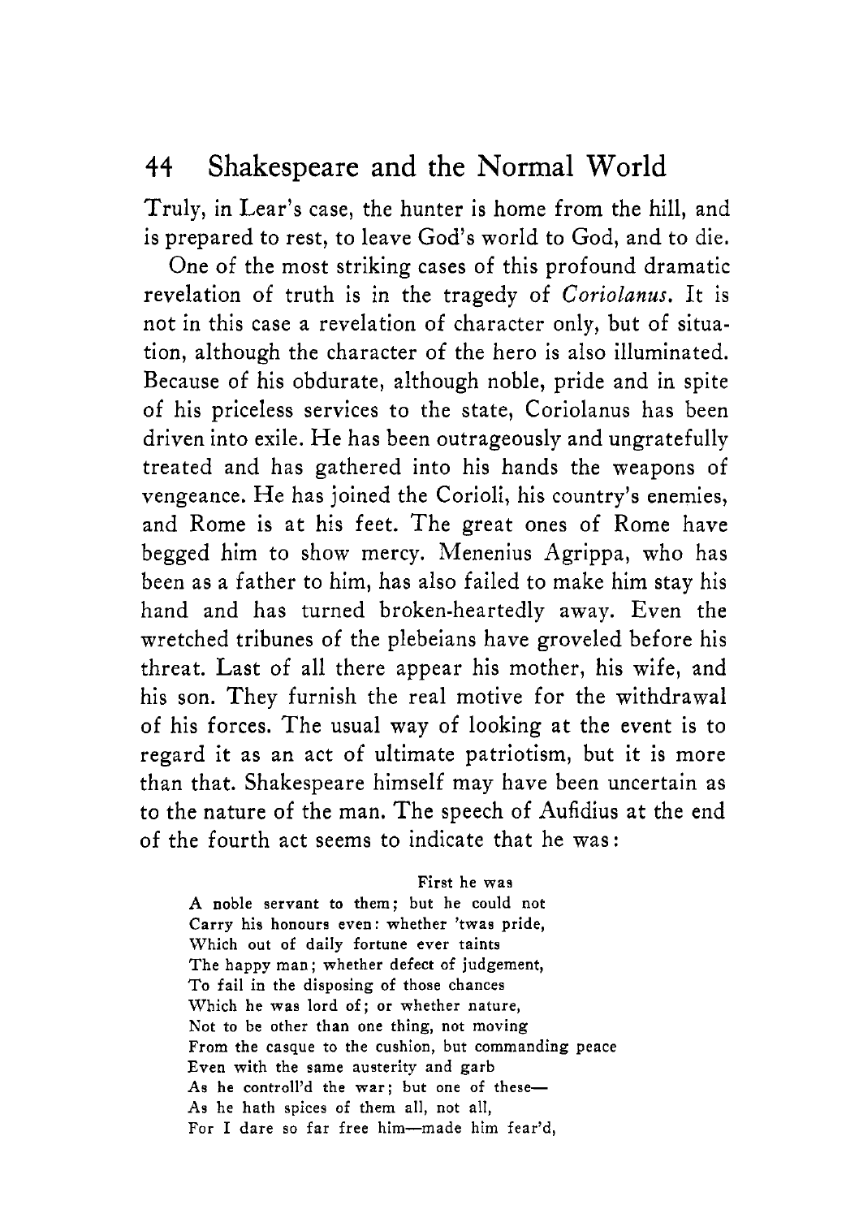Truly, in Lear's case, the hunter is home from the hill, and is prepared to rest, to leave God's world to God, and to die.

One of the most striking cases of this profound dramatic revelation of truth is in the tragedy of *Coriolanus*. It is not in this case a revelation of character only, but of situation, although the character of the hero is also illuminated. Because of his obdurate, although noble, pride and in spite of his priceless services to the state, Coriolanus has been driven into exile. He has been outrageously and ungratefully treated and has gathered into his hands the weapons of vengeance. He has joined the Corioli, his country's enemies, and Rome is at his feet. The great ones of Rome have begged him to show mercy. Menenius Agrippa, who has been as a father to him, has also failed to make him stay his hand and has turned broken-heartedly away. Even the wretched tribunes of the plebeians have groveled before his threat. Last of all there appear his mother, his wife, and his son. They furnish the real motive for the withdrawal of his forces. The usual way of looking at the event is to regard it as an act of ultimate patriotism, but it is more than that. Shakespeare himself may have been uncertain as to the nature of the man. The speech of Aufidius at the end of the fourth act seems to indicate that he was:

> First he was
> A noble servant to them; but he could not
> Carry his honours even: whether 'twas pride,
> Which out of daily fortune ever taints
> The happy man; whether defect of judgement,
> To fail in the disposing of those chances
> Which he was lord of; or whether nature,
> Not to be other than one thing, not moving
> From the casque to the cushion, but commanding peace
> Even with the same austerity and garb
> As he controll'd the war; but one of these—
> As he hath spices of them all, not all,
> For I dare so far free him—made him fear'd,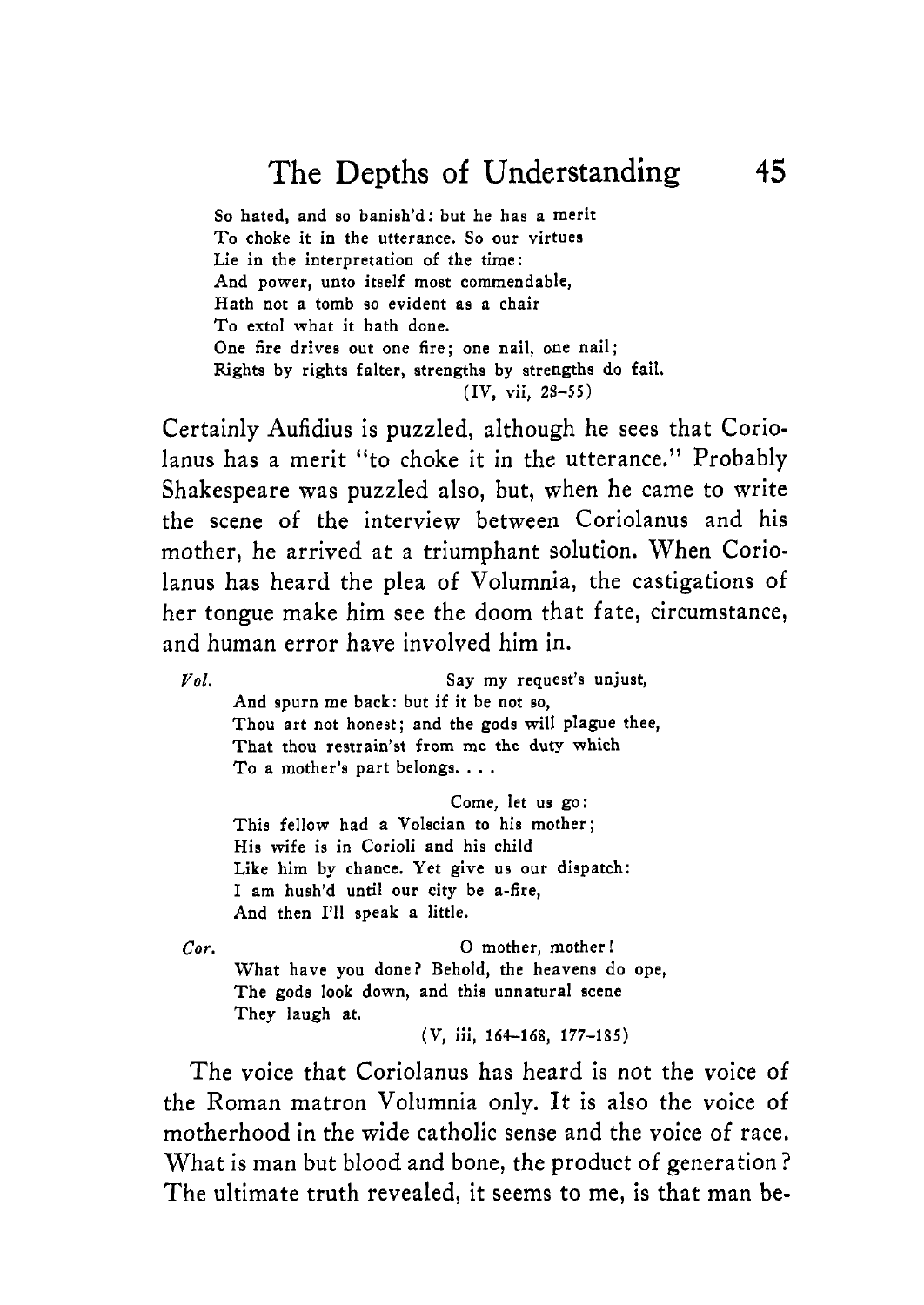So hated, and so banish'd: but he has a merit
To choke it in the utterance. So our virtues
Lie in the interpretation of the time:
And power, unto itself most commendable,
Hath not a tomb so evident as a chair
To extol what it hath done.
One fire drives out one fire; one nail, one nail;
Rights by rights falter, strengths by strengths do fail.
(IV, vii, 28–55)

Certainly Aufidius is puzzled, although he sees that Coriolanus has a merit "to choke it in the utterance." Probably Shakespeare was puzzled also, but, when he came to write the scene of the interview between Coriolanus and his mother, he arrived at a triumphant solution. When Coriolanus has heard the plea of Volumnia, the castigations of her tongue make him see the doom that fate, circumstance, and human error have involved him in.

*Vol.* Say my request's unjust,
And spurn me back: but if it be not so,
Thou art not honest; and the gods will plague thee,
That thou restrain'st from me the duty which
To a mother's part belongs. . . .

Come, let us go:
This fellow had a Volscian to his mother;
His wife is in Corioli and his child
Like him by chance. Yet give us our dispatch:
I am hush'd until our city be a-fire,
And then I'll speak a little.

*Cor.* O mother, mother!
What have you done? Behold, the heavens do ope,
The gods look down, and this unnatural scene
They laugh at.
(V, iii, 164–168, 177–185)

The voice that Coriolanus has heard is not the voice of the Roman matron Volumnia only. It is also the voice of motherhood in the wide catholic sense and the voice of race. What is man but blood and bone, the product of generation? The ultimate truth revealed, it seems to me, is that man be-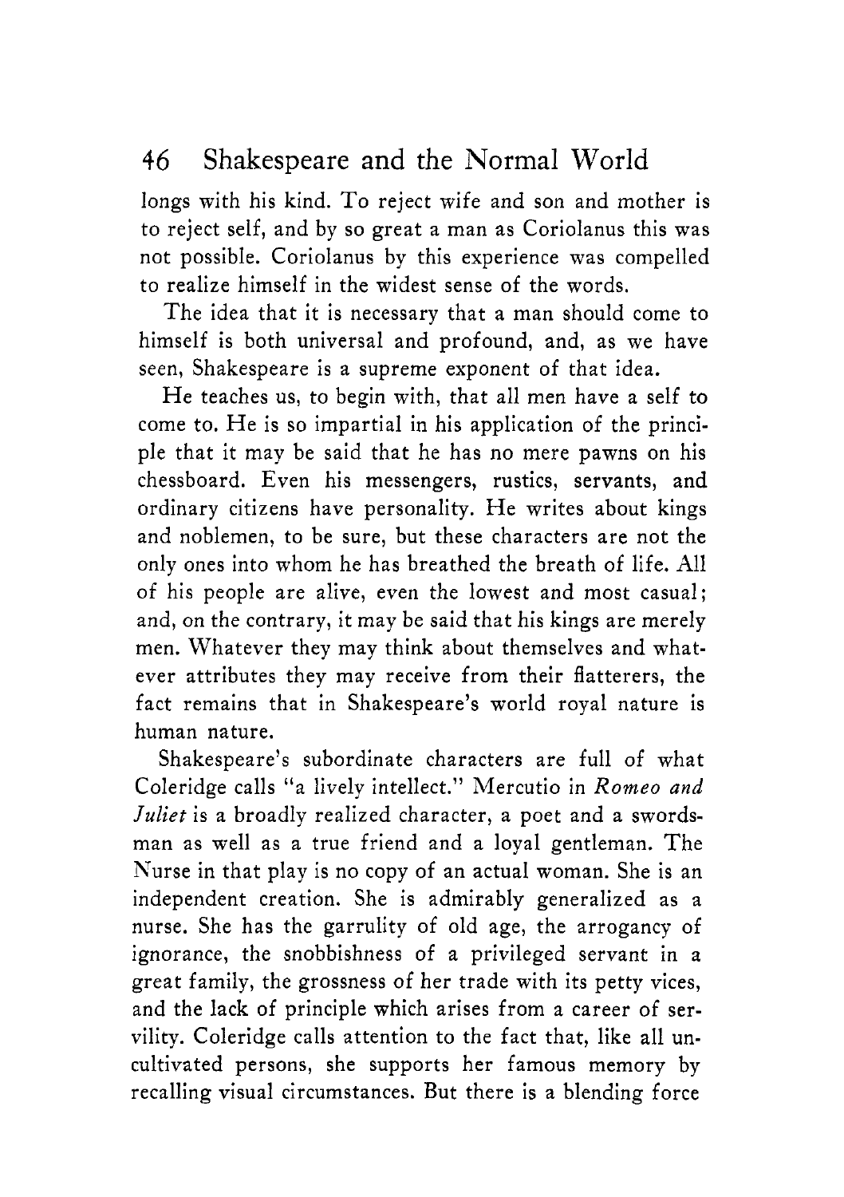longs with his kind. To reject wife and son and mother is to reject self, and by so great a man as Coriolanus this was not possible. Coriolanus by this experience was compelled to realize himself in the widest sense of the words.

The idea that it is necessary that a man should come to himself is both universal and profound, and, as we have seen, Shakespeare is a supreme exponent of that idea.

He teaches us, to begin with, that all men have a self to come to. He is so impartial in his application of the principle that it may be said that he has no mere pawns on his chessboard. Even his messengers, rustics, servants, and ordinary citizens have personality. He writes about kings and noblemen, to be sure, but these characters are not the only ones into whom he has breathed the breath of life. All of his people are alive, even the lowest and most casual; and, on the contrary, it may be said that his kings are merely men. Whatever they may think about themselves and whatever attributes they may receive from their flatterers, the fact remains that in Shakespeare's world royal nature is human nature.

Shakespeare's subordinate characters are full of what Coleridge calls "a lively intellect." Mercutio in *Romeo and Juliet* is a broadly realized character, a poet and a swordsman as well as a true friend and a loyal gentleman. The Nurse in that play is no copy of an actual woman. She is an independent creation. She is admirably generalized as a nurse. She has the garrulity of old age, the arrogancy of ignorance, the snobbishness of a privileged servant in a great family, the grossness of her trade with its petty vices, and the lack of principle which arises from a career of servility. Coleridge calls attention to the fact that, like all uncultivated persons, she supports her famous memory by recalling visual circumstances. But there is a blending force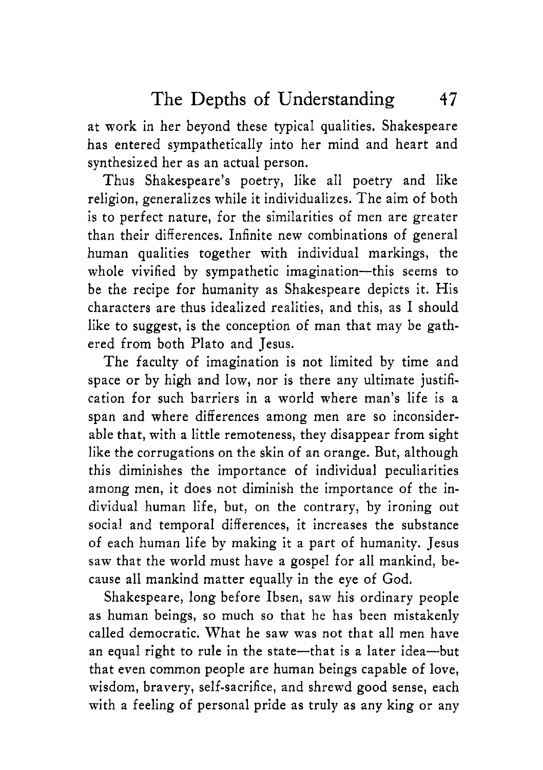at work in her beyond these typical qualities. Shakespeare has entered sympathetically into her mind and heart and synthesized her as an actual person.

Thus Shakespeare's poetry, like all poetry and like religion, generalizes while it individualizes. The aim of both is to perfect nature, for the similarities of men are greater than their differences. Infinite new combinations of general human qualities together with individual markings, the whole vivified by sympathetic imagination—this seems to be the recipe for humanity as Shakespeare depicts it. His characters are thus idealized realities, and this, as I should like to suggest, is the conception of man that may be gathered from both Plato and Jesus.

The faculty of imagination is not limited by time and space or by high and low, nor is there any ultimate justification for such barriers in a world where man's life is a span and where differences among men are so inconsiderable that, with a little remoteness, they disappear from sight like the corrugations on the skin of an orange. But, although this diminishes the importance of individual peculiarities among men, it does not diminish the importance of the individual human life, but, on the contrary, by ironing out social and temporal differences, it increases the substance of each human life by making it a part of humanity. Jesus saw that the world must have a gospel for all mankind, because all mankind matter equally in the eye of God.

Shakespeare, long before Ibsen, saw his ordinary people as human beings, so much so that he has been mistakenly called democratic. What he saw was not that all men have an equal right to rule in the state—that is a later idea—but that even common people are human beings capable of love, wisdom, bravery, self-sacrifice, and shrewd good sense, each with a feeling of personal pride as truly as any king or any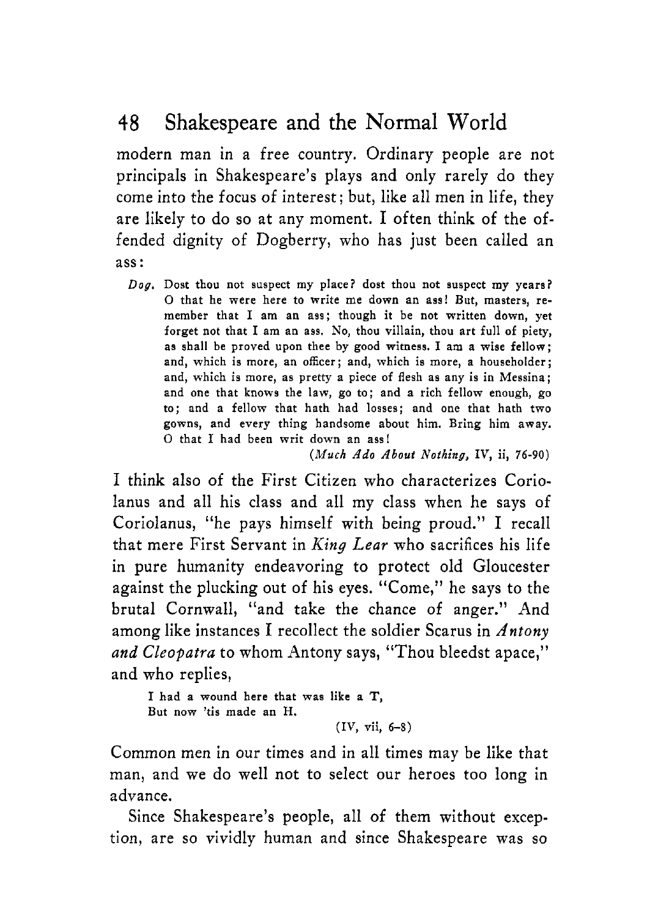modern man in a free country. Ordinary people are not principals in Shakespeare's plays and only rarely do they come into the focus of interest; but, like all men in life, they are likely to do so at any moment. I often think of the offended dignity of Dogberry, who has just been called an ass:

> *Dog.* Dost thou not suspect my place? dost thou not suspect my years? O that he were here to write me down an ass! But, masters, remember that I am an ass; though it be not written down, yet forget not that I am an ass. No, thou villain, thou art full of piety, as shall be proved upon thee by good witness. I am a wise fellow; and, which is more, an officer; and, which is more, a householder; and, which is more, as pretty a piece of flesh as any is in Messina; and one that knows the law, go to; and a rich fellow enough, go to; and a fellow that hath had losses; and one that hath two gowns, and every thing handsome about him. Bring him away. O that I had been writ down an ass!
>
> (*Much Ado About Nothing,* IV, ii, 76-90)

I think also of the First Citizen who characterizes Coriolanus and all his class and all my class when he says of Coriolanus, "he pays himself with being proud." I recall that mere First Servant in *King Lear* who sacrifices his life in pure humanity endeavoring to protect old Gloucester against the plucking out of his eyes. "Come," he says to the brutal Cornwall, "and take the chance of anger." And among like instances I recollect the soldier Scarus in *Antony and Cleopatra* to whom Antony says, "Thou bleedst apace," and who replies,

> I had a wound here that was like a T,
> But now 'tis made an H.
>
> (IV, vii, 6-8)

Common men in our times and in all times may be like that man, and we do well not to select our heroes too long in advance.

Since Shakespeare's people, all of them without exception, are so vividly human and since Shakespeare was so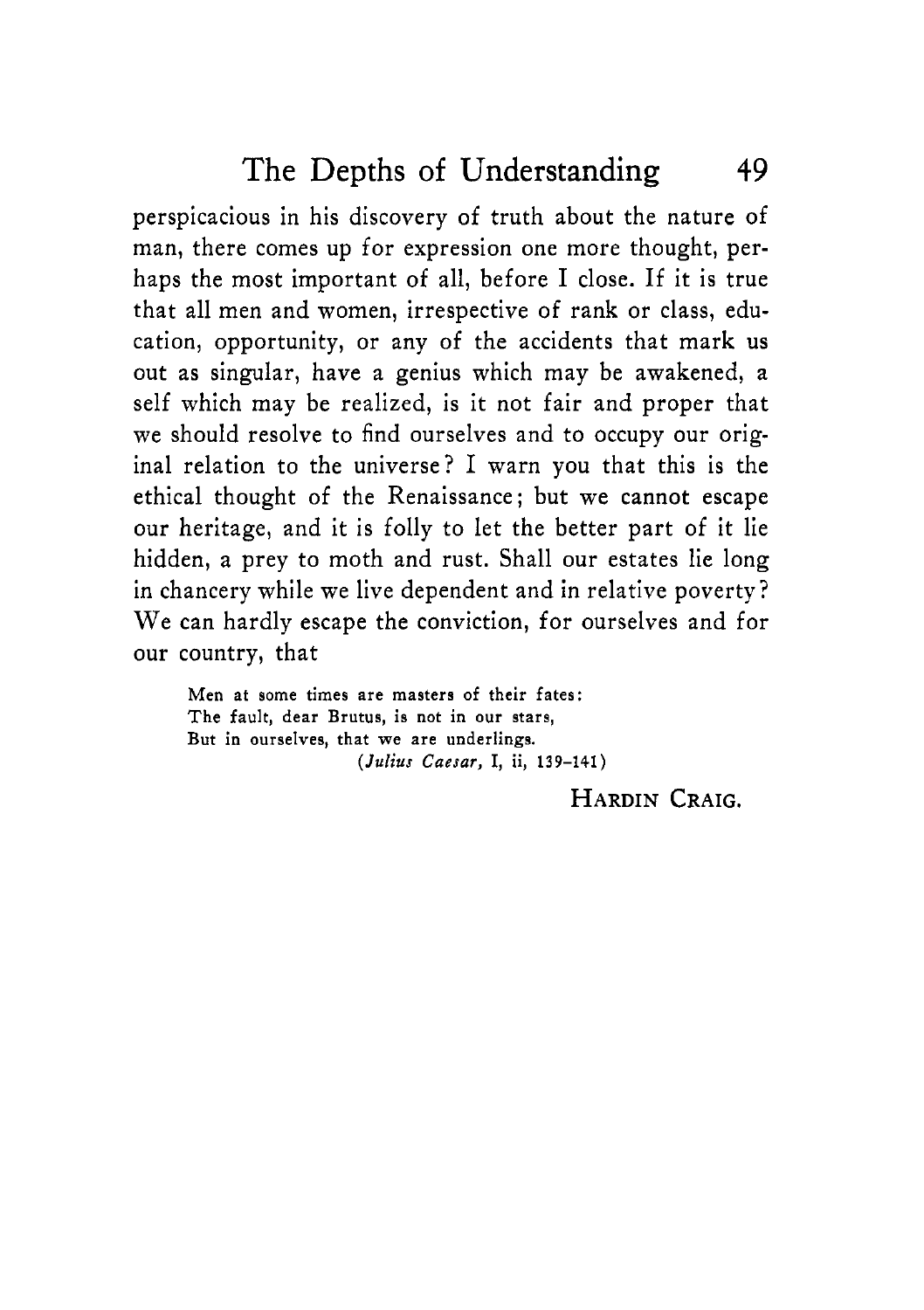perspicacious in his discovery of truth about the nature of man, there comes up for expression one more thought, perhaps the most important of all, before I close. If it is true that all men and women, irrespective of rank or class, education, opportunity, or any of the accidents that mark us out as singular, have a genius which may be awakened, a self which may be realized, is it not fair and proper that we should resolve to find ourselves and to occupy our original relation to the universe? I warn you that this is the ethical thought of the Renaissance; but we cannot escape our heritage, and it is folly to let the better part of it lie hidden, a prey to moth and rust. Shall our estates lie long in chancery while we live dependent and in relative poverty? We can hardly escape the conviction, for ourselves and for our country, that

> Men at some times are masters of their fates:
> The fault, dear Brutus, is not in our stars,
> But in ourselves, that we are underlings.
> (*Julius Caesar*, I, ii, 139–141)

HARDIN CRAIG.